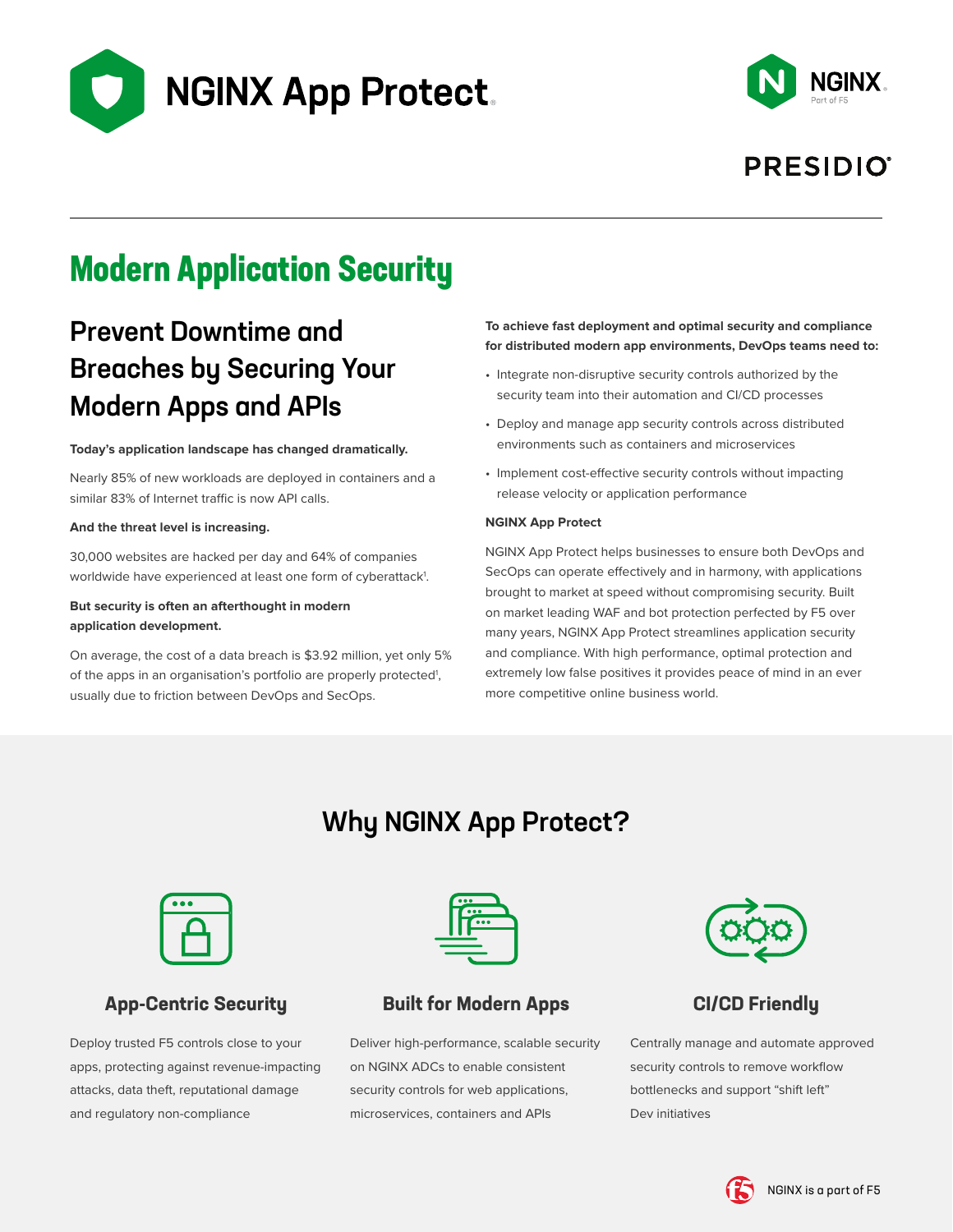# NGINX App Protect

NGINX Part of F5

PRESIDIO

## Modern Application Security

### Prevent Downtime and Breaches by Securing Your Modern Apps and APIs

**Today's application landscape has changed dramatically.**

Nearly 85% of new workloads are deployed in containers and a similar 83% of Internet traffic is now API calls.

**And the threat level is increasing.**

30,000 websites are hacked per day and 64% of companies worldwide have experienced at least one form of cyberattack[1].

**But security is often an afterthought in modern application development.**

On average, the cost of a data breach is $3.92 million, yet only 5% of the apps in an organisation's portfolio are properly protected[1], usually due to friction between DevOps and SecOps.

**To achieve fast deployment and optimal security and compliance for distributed modern app environments, DevOps teams need to:**

- Integrate non-disruptive security controls authorized by the security team into their automation and CI/CD processes
- Deploy and manage app security controls across distributed environments such as containers and microservices
- Implement cost-effective security controls without impacting release velocity or application performance

**NGINX App Protect**

NGINX App Protect helps businesses to ensure both DevOps and SecOps can operate effectively and in harmony, with applications brought to market at speed without compromising security. Built on market leading WAF and bot protection perfected by F5 over many years, NGINX App Protect streamlines application security and compliance. With high performance, optimal protection and extremely low false positives it provides peace of mind in an ever more competitive online business world.

## Why NGINX App Protect?

### App-Centric Security

Deploy trusted F5 controls close to your apps, protecting against revenue-impacting attacks, data theft, reputational damage and regulatory non-compliance

### Built for Modern Apps

Deliver high-performance, scalable security on NGINX ADCs to enable consistent security controls for web applications, microservices, containers and APIs

### CI/CD Friendly

Centrally manage and automate approved security controls to remove workflow bottlenecks and support "shift left" Dev initiatives

NGINX is a part of F5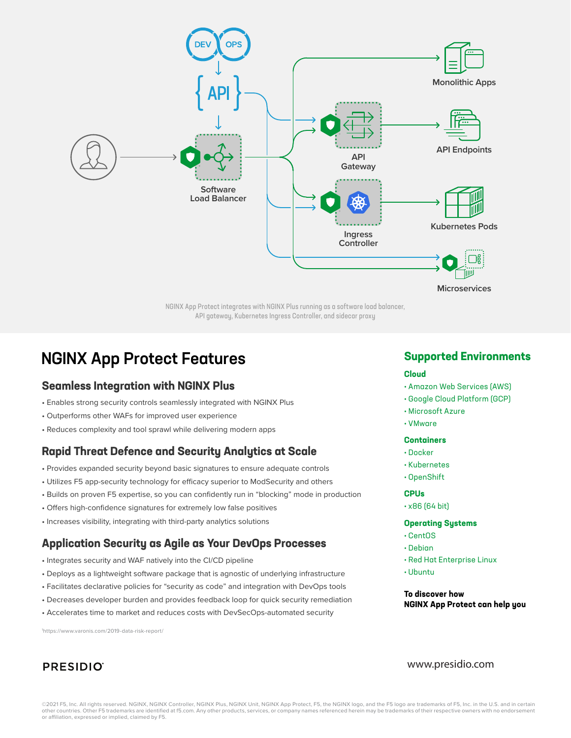DEV OPS

API

Software Load Balancer

API Gateway

Ingress Controller

Monolithic Apps

API Endpoints

Kubernetes Pods

Microservices

NGINX App Protect integrates with NGINX Plus running as a software load balancer, API gateway, Kubernetes Ingress Controller, and sidecar proxy

# NGINX App Protect Features

## Seamless Integration with NGINX Plus

- Enables strong security controls seamlessly integrated with NGINX Plus
- Outperforms other WAFs for improved user experience
- Reduces complexity and tool sprawl while delivering modern apps

## Rapid Threat Defence and Security Analytics at Scale

- Provides expanded security beyond basic signatures to ensure adequate controls
- Utilizes F5 app-security technology for efficacy superior to ModSecurity and others
- Builds on proven F5 expertise, so you can confidently run in "blocking" mode in production
- Offers high-confidence signatures for extremely low false positives
- Increases visibility, integrating with third-party analytics solutions

## Application Security as Agile as Your DevOps Processes

- Integrates security and WAF natively into the CI/CD pipeline
- Deploys as a lightweight software package that is agnostic of underlying infrastructure
- Facilitates declarative policies for "security as code" and integration with DevOps tools
- Decreases developer burden and provides feedback loop for quick security remediation
- Accelerates time to market and reduces costs with DevSecOps-automated security

[1]https://www.varonis.com/2019-data-risk-report/

## Supported Environments

### Cloud

- Amazon Web Services (AWS)
- Google Cloud Platform (GCP)
- Microsoft Azure
- VMware

### Containers

- Docker
- Kubernetes
- OpenShift

### CPUs

- x86 (64 bit)

### Operating Systems

- CentOS
- Debian
- Red Hat Enterprise Linux
- Ubuntu

**To discover how NGINX App Protect can help you**

PRESIDIO

www.presidio.com

©2021 F5, Inc. All rights reserved. NGINX, NGINX Controller, NGINX Plus, NGINX Unit, NGINX App Protect, F5, the NGINX logo, and the F5 logo are trademarks of F5, Inc. in the U.S. and in certain other countries. Other F5 trademarks are identified at f5.com. Any other products, services, or company names referenced herein may be trademarks of their respective owners with no endorsement or affiliation, expressed or implied, claimed by F5.